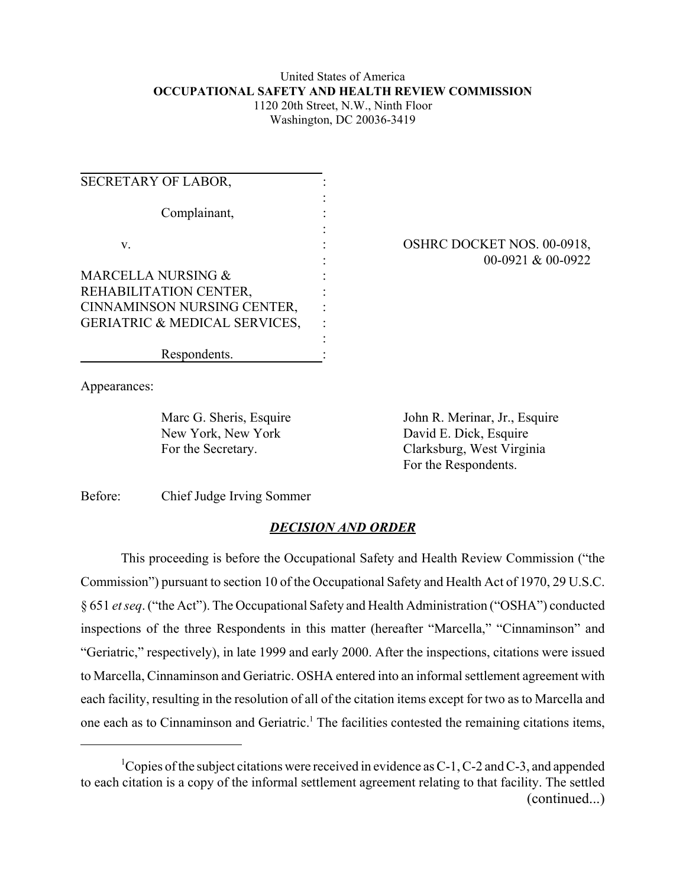United States of America
**OCCUPATIONAL SAFETY AND HEALTH REVIEW COMMISSION**
1120 20th Street, N.W., Ninth Floor
Washington, DC 20036-3419

SECRETARY OF LABOR,

Complainant,

v.

MARCELLA NURSING & REHABILITATION CENTER, CINNAMINSON NURSING CENTER, GERIATRIC & MEDICAL SERVICES,

Respondents.

OSHRC DOCKET NOS. 00-0918, 00-0921 & 00-0922

Appearances:

Marc G. Sheris, Esquire
New York, New York
For the Secretary.

John R. Merinar, Jr., Esquire
David E. Dick, Esquire
Clarksburg, West Virginia
For the Respondents.

Before: Chief Judge Irving Sommer

## *DECISION AND ORDER*

This proceeding is before the Occupational Safety and Health Review Commission ("the Commission") pursuant to section 10 of the Occupational Safety and Health Act of 1970, 29 U.S.C. § 651 *et seq*. ("the Act"). The Occupational Safety and Health Administration ("OSHA") conducted inspections of the three Respondents in this matter (hereafter "Marcella," "Cinnaminson" and "Geriatric," respectively), in late 1999 and early 2000. After the inspections, citations were issued to Marcella, Cinnaminson and Geriatric. OSHA entered into an informal settlement agreement with each facility, resulting in the resolution of all of the citation items except for two as to Marcella and one each as to Cinnaminson and Geriatric.[1] The facilities contested the remaining citations items,

[1] Copies of the subject citations were received in evidence as C-1, C-2 and C-3, and appended to each citation is a copy of the informal settlement agreement relating to that facility. The settled (continued...)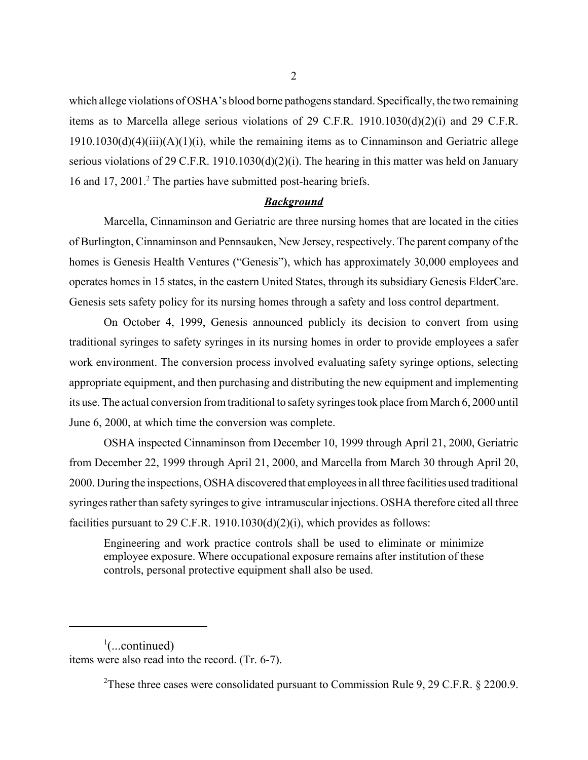which allege violations of OSHA's blood borne pathogens standard. Specifically, the two remaining items as to Marcella allege serious violations of 29 C.F.R. 1910.1030(d)(2)(i) and 29 C.F.R. 1910.1030(d)(4)(iii)(A)(1)(i), while the remaining items as to Cinnaminson and Geriatric allege serious violations of 29 C.F.R. 1910.1030(d)(2)(i). The hearing in this matter was held on January 16 and 17, 2001.[2] The parties have submitted post-hearing briefs.

***Background***

Marcella, Cinnaminson and Geriatric are three nursing homes that are located in the cities of Burlington, Cinnaminson and Pennsauken, New Jersey, respectively. The parent company of the homes is Genesis Health Ventures ("Genesis"), which has approximately 30,000 employees and operates homes in 15 states, in the eastern United States, through its subsidiary Genesis ElderCare. Genesis sets safety policy for its nursing homes through a safety and loss control department.

On October 4, 1999, Genesis announced publicly its decision to convert from using traditional syringes to safety syringes in its nursing homes in order to provide employees a safer work environment. The conversion process involved evaluating safety syringe options, selecting appropriate equipment, and then purchasing and distributing the new equipment and implementing its use. The actual conversion from traditional to safety syringes took place from March 6, 2000 until June 6, 2000, at which time the conversion was complete.

OSHA inspected Cinnaminson from December 10, 1999 through April 21, 2000, Geriatric from December 22, 1999 through April 21, 2000, and Marcella from March 30 through April 20, 2000. During the inspections, OSHA discovered that employees in all three facilities used traditional syringes rather than safety syringes to give intramuscular injections. OSHA therefore cited all three facilities pursuant to 29 C.F.R. 1910.1030(d)(2)(i), which provides as follows:

> Engineering and work practice controls shall be used to eliminate or minimize employee exposure. Where occupational exposure remains after institution of these controls, personal protective equipment shall also be used.

---

[1](...continued)
items were also read into the record. (Tr. 6-7).

[2]These three cases were consolidated pursuant to Commission Rule 9, 29 C.F.R. § 2200.9.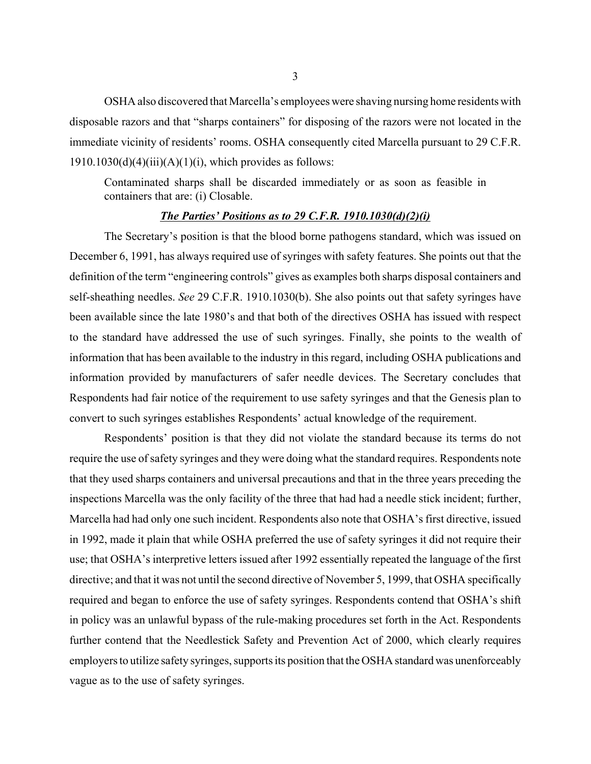OSHA also discovered that Marcella's employees were shaving nursing home residents with disposable razors and that "sharps containers" for disposing of the razors were not located in the immediate vicinity of residents' rooms. OSHA consequently cited Marcella pursuant to 29 C.F.R. 1910.1030(d)(4)(iii)(A)(1)(i), which provides as follows:

> Contaminated sharps shall be discarded immediately or as soon as feasible in containers that are: (i) Closable.

***The Parties' Positions as to 29 C.F.R. 1910.1030(d)(2)(i)***

The Secretary's position is that the blood borne pathogens standard, which was issued on December 6, 1991, has always required use of syringes with safety features. She points out that the definition of the term "engineering controls" gives as examples both sharps disposal containers and self-sheathing needles. *See* 29 C.F.R. 1910.1030(b). She also points out that safety syringes have been available since the late 1980's and that both of the directives OSHA has issued with respect to the standard have addressed the use of such syringes. Finally, she points to the wealth of information that has been available to the industry in this regard, including OSHA publications and information provided by manufacturers of safer needle devices. The Secretary concludes that Respondents had fair notice of the requirement to use safety syringes and that the Genesis plan to convert to such syringes establishes Respondents' actual knowledge of the requirement.

Respondents' position is that they did not violate the standard because its terms do not require the use of safety syringes and they were doing what the standard requires. Respondents note that they used sharps containers and universal precautions and that in the three years preceding the inspections Marcella was the only facility of the three that had had a needle stick incident; further, Marcella had had only one such incident. Respondents also note that OSHA's first directive, issued in 1992, made it plain that while OSHA preferred the use of safety syringes it did not require their use; that OSHA's interpretive letters issued after 1992 essentially repeated the language of the first directive; and that it was not until the second directive of November 5, 1999, that OSHA specifically required and began to enforce the use of safety syringes. Respondents contend that OSHA's shift in policy was an unlawful bypass of the rule-making procedures set forth in the Act. Respondents further contend that the Needlestick Safety and Prevention Act of 2000, which clearly requires employers to utilize safety syringes, supports its position that the OSHA standard was unenforceably vague as to the use of safety syringes.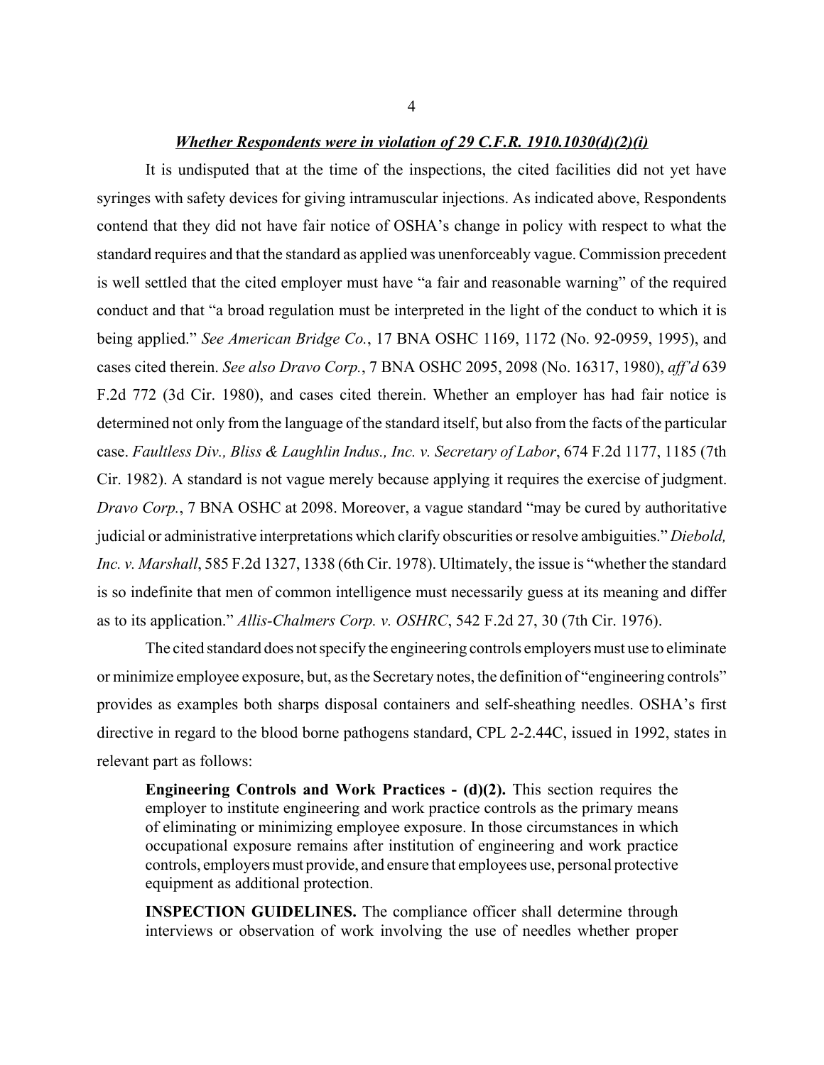***Whether Respondents were in violation of 29 C.F.R. 1910.1030(d)(2)(i)***

It is undisputed that at the time of the inspections, the cited facilities did not yet have syringes with safety devices for giving intramuscular injections. As indicated above, Respondents contend that they did not have fair notice of OSHA's change in policy with respect to what the standard requires and that the standard as applied was unenforceably vague. Commission precedent is well settled that the cited employer must have "a fair and reasonable warning" of the required conduct and that "a broad regulation must be interpreted in the light of the conduct to which it is being applied." *See American Bridge Co.*, 17 BNA OSHC 1169, 1172 (No. 92-0959, 1995), and cases cited therein. *See also Dravo Corp.*, 7 BNA OSHC 2095, 2098 (No. 16317, 1980), *aff'd* 639 F.2d 772 (3d Cir. 1980), and cases cited therein. Whether an employer has had fair notice is determined not only from the language of the standard itself, but also from the facts of the particular case. *Faultless Div., Bliss & Laughlin Indus., Inc. v. Secretary of Labor*, 674 F.2d 1177, 1185 (7th Cir. 1982). A standard is not vague merely because applying it requires the exercise of judgment. *Dravo Corp.*, 7 BNA OSHC at 2098. Moreover, a vague standard "may be cured by authoritative judicial or administrative interpretations which clarify obscurities or resolve ambiguities." *Diebold, Inc. v. Marshall*, 585 F.2d 1327, 1338 (6th Cir. 1978). Ultimately, the issue is "whether the standard is so indefinite that men of common intelligence must necessarily guess at its meaning and differ as to its application." *Allis-Chalmers Corp. v. OSHRC*, 542 F.2d 27, 30 (7th Cir. 1976).

The cited standard does not specify the engineering controls employers must use to eliminate or minimize employee exposure, but, as the Secretary notes, the definition of "engineering controls" provides as examples both sharps disposal containers and self-sheathing needles. OSHA's first directive in regard to the blood borne pathogens standard, CPL 2-2.44C, issued in 1992, states in relevant part as follows:

> **Engineering Controls and Work Practices - (d)(2).** This section requires the employer to institute engineering and work practice controls as the primary means of eliminating or minimizing employee exposure. In those circumstances in which occupational exposure remains after institution of engineering and work practice controls, employers must provide, and ensure that employees use, personal protective equipment as additional protection.
>
> **INSPECTION GUIDELINES.** The compliance officer shall determine through interviews or observation of work involving the use of needles whether proper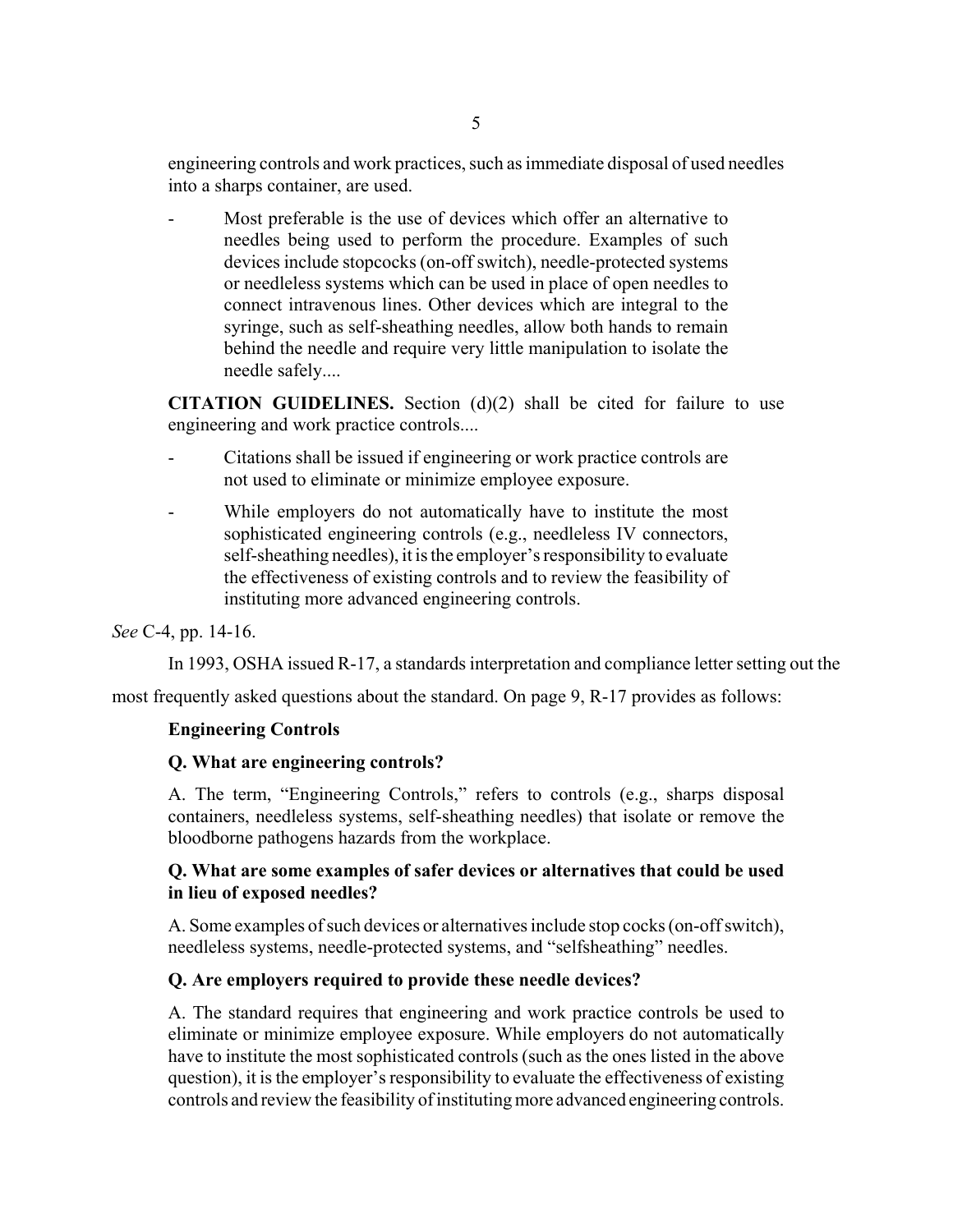engineering controls and work practices, such as immediate disposal of used needles into a sharps container, are used.

> - Most preferable is the use of devices which offer an alternative to needles being used to perform the procedure. Examples of such devices include stopcocks (on-off switch), needle-protected systems or needleless systems which can be used in place of open needles to connect intravenous lines. Other devices which are integral to the syringe, such as self-sheathing needles, allow both hands to remain behind the needle and require very little manipulation to isolate the needle safely....

**CITATION GUIDELINES.** Section (d)(2) shall be cited for failure to use engineering and work practice controls....

> - Citations shall be issued if engineering or work practice controls are not used to eliminate or minimize employee exposure.
> - While employers do not automatically have to institute the most sophisticated engineering controls (e.g., needleless IV connectors, self-sheathing needles), it is the employer's responsibility to evaluate the effectiveness of existing controls and to review the feasibility of instituting more advanced engineering controls.

*See* C-4, pp. 14-16.

In 1993, OSHA issued R-17, a standards interpretation and compliance letter setting out the most frequently asked questions about the standard. On page 9, R-17 provides as follows:

**Engineering Controls**

**Q. What are engineering controls?**

A. The term, "Engineering Controls," refers to controls (e.g., sharps disposal containers, needleless systems, self-sheathing needles) that isolate or remove the bloodborne pathogens hazards from the workplace.

**Q. What are some examples of safer devices or alternatives that could be used in lieu of exposed needles?**

A. Some examples of such devices or alternatives include stop cocks (on-off switch), needleless systems, needle-protected systems, and "selfsheathing" needles.

**Q. Are employers required to provide these needle devices?**

A. The standard requires that engineering and work practice controls be used to eliminate or minimize employee exposure. While employers do not automatically have to institute the most sophisticated controls (such as the ones listed in the above question), it is the employer's responsibility to evaluate the effectiveness of existing controls and review the feasibility of instituting more advanced engineering controls.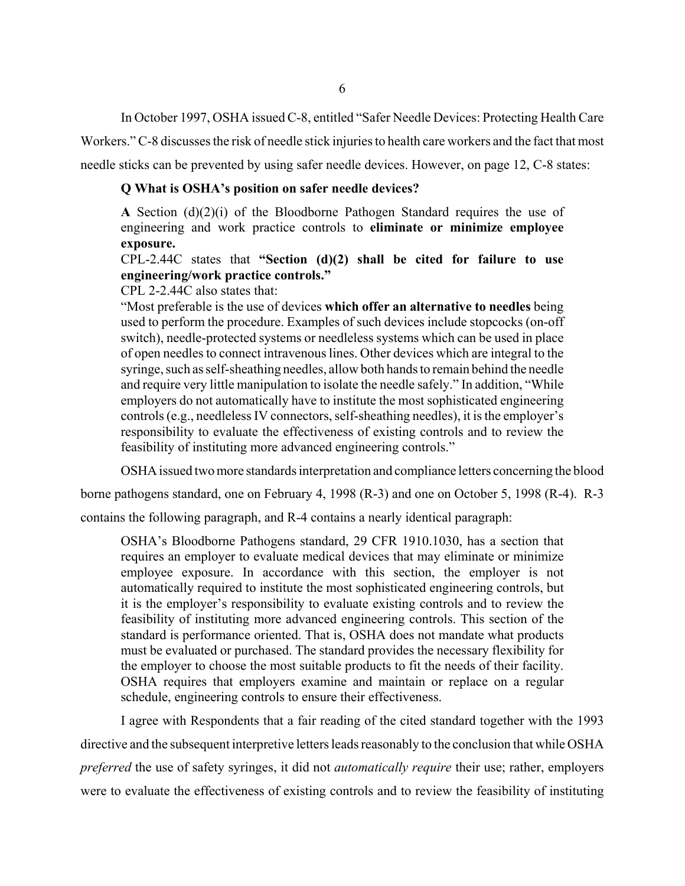In October 1997, OSHA issued C-8, entitled "Safer Needle Devices: Protecting Health Care Workers." C-8 discusses the risk of needle stick injuries to health care workers and the fact that most needle sticks can be prevented by using safer needle devices. However, on page 12, C-8 states:

> **Q What is OSHA's position on safer needle devices?**
>
> **A** Section (d)(2)(i) of the Bloodborne Pathogen Standard requires the use of engineering and work practice controls to **eliminate or minimize employee exposure.**
>
> CPL-2.44C states that **"Section (d)(2) shall be cited for failure to use engineering/work practice controls."**
>
> CPL 2-2.44C also states that:
>
> "Most preferable is the use of devices **which offer an alternative to needles** being used to perform the procedure. Examples of such devices include stopcocks (on-off switch), needle-protected systems or needleless systems which can be used in place of open needles to connect intravenous lines. Other devices which are integral to the syringe, such as self-sheathing needles, allow both hands to remain behind the needle and require very little manipulation to isolate the needle safely." In addition, "While employers do not automatically have to institute the most sophisticated engineering controls (e.g., needleless IV connectors, self-sheathing needles), it is the employer's responsibility to evaluate the effectiveness of existing controls and to review the feasibility of instituting more advanced engineering controls."

OSHA issued two more standards interpretation and compliance letters concerning the blood borne pathogens standard, one on February 4, 1998 (R-3) and one on October 5, 1998 (R-4). R-3 contains the following paragraph, and R-4 contains a nearly identical paragraph:

> OSHA's Bloodborne Pathogens standard, 29 CFR 1910.1030, has a section that requires an employer to evaluate medical devices that may eliminate or minimize employee exposure. In accordance with this section, the employer is not automatically required to institute the most sophisticated engineering controls, but it is the employer's responsibility to evaluate existing controls and to review the feasibility of instituting more advanced engineering controls. This section of the standard is performance oriented. That is, OSHA does not mandate what products must be evaluated or purchased. The standard provides the necessary flexibility for the employer to choose the most suitable products to fit the needs of their facility. OSHA requires that employers examine and maintain or replace on a regular schedule, engineering controls to ensure their effectiveness.

I agree with Respondents that a fair reading of the cited standard together with the 1993 directive and the subsequent interpretive letters leads reasonably to the conclusion that while OSHA *preferred* the use of safety syringes, it did not *automatically require* their use; rather, employers were to evaluate the effectiveness of existing controls and to review the feasibility of instituting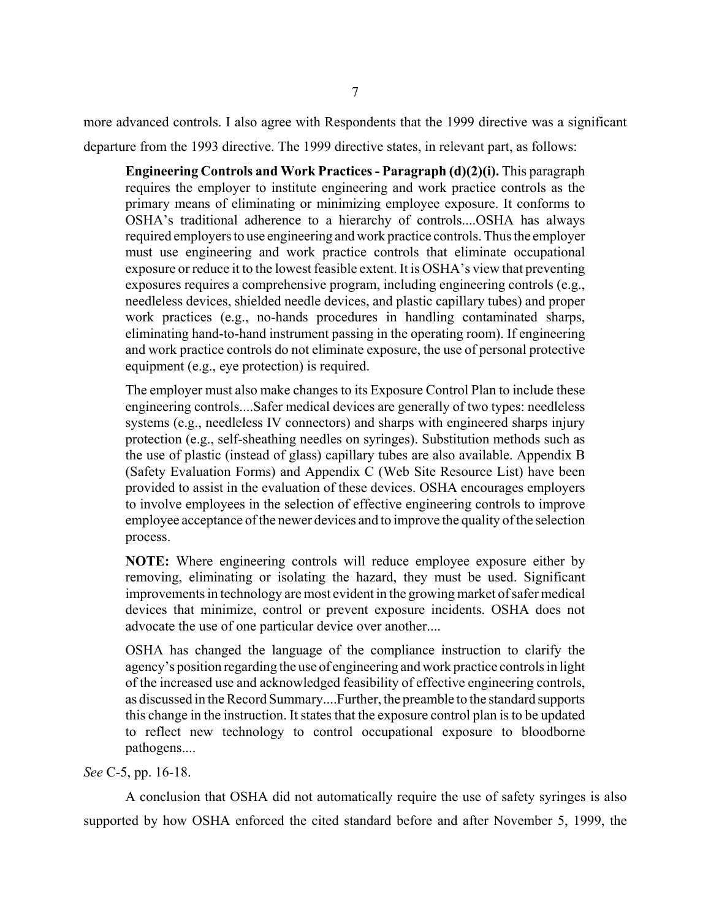more advanced controls. I also agree with Respondents that the 1999 directive was a significant departure from the 1993 directive. The 1999 directive states, in relevant part, as follows:

> **Engineering Controls and Work Practices - Paragraph (d)(2)(i).** This paragraph requires the employer to institute engineering and work practice controls as the primary means of eliminating or minimizing employee exposure. It conforms to OSHA's traditional adherence to a hierarchy of controls....OSHA has always required employers to use engineering and work practice controls. Thus the employer must use engineering and work practice controls that eliminate occupational exposure or reduce it to the lowest feasible extent. It is OSHA's view that preventing exposures requires a comprehensive program, including engineering controls (e.g., needleless devices, shielded needle devices, and plastic capillary tubes) and proper work practices (e.g., no-hands procedures in handling contaminated sharps, eliminating hand-to-hand instrument passing in the operating room). If engineering and work practice controls do not eliminate exposure, the use of personal protective equipment (e.g., eye protection) is required.
>
> The employer must also make changes to its Exposure Control Plan to include these engineering controls....Safer medical devices are generally of two types: needleless systems (e.g., needleless IV connectors) and sharps with engineered sharps injury protection (e.g., self-sheathing needles on syringes). Substitution methods such as the use of plastic (instead of glass) capillary tubes are also available. Appendix B (Safety Evaluation Forms) and Appendix C (Web Site Resource List) have been provided to assist in the evaluation of these devices. OSHA encourages employers to involve employees in the selection of effective engineering controls to improve employee acceptance of the newer devices and to improve the quality of the selection process.
>
> **NOTE:** Where engineering controls will reduce employee exposure either by removing, eliminating or isolating the hazard, they must be used. Significant improvements in technology are most evident in the growing market of safer medical devices that minimize, control or prevent exposure incidents. OSHA does not advocate the use of one particular device over another....
>
> OSHA has changed the language of the compliance instruction to clarify the agency's position regarding the use of engineering and work practice controls in light of the increased use and acknowledged feasibility of effective engineering controls, as discussed in the Record Summary....Further, the preamble to the standard supports this change in the instruction. It states that the exposure control plan is to be updated to reflect new technology to control occupational exposure to bloodborne pathogens....

*See* C-5, pp. 16-18.

A conclusion that OSHA did not automatically require the use of safety syringes is also supported by how OSHA enforced the cited standard before and after November 5, 1999, the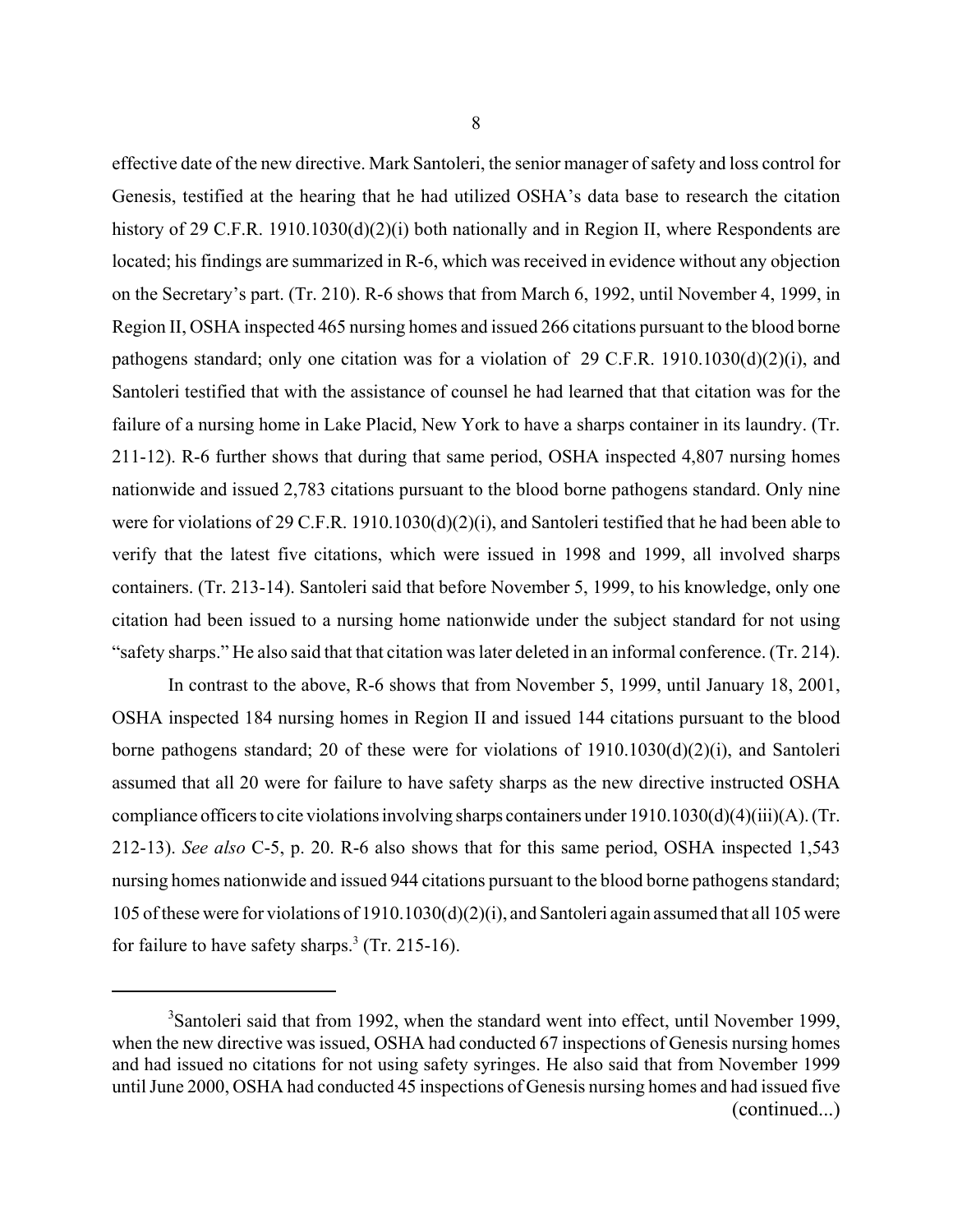effective date of the new directive. Mark Santoleri, the senior manager of safety and loss control for Genesis, testified at the hearing that he had utilized OSHA's data base to research the citation history of 29 C.F.R. 1910.1030(d)(2)(i) both nationally and in Region II, where Respondents are located; his findings are summarized in R-6, which was received in evidence without any objection on the Secretary's part. (Tr. 210). R-6 shows that from March 6, 1992, until November 4, 1999, in Region II, OSHA inspected 465 nursing homes and issued 266 citations pursuant to the blood borne pathogens standard; only one citation was for a violation of 29 C.F.R. 1910.1030(d)(2)(i), and Santoleri testified that with the assistance of counsel he had learned that that citation was for the failure of a nursing home in Lake Placid, New York to have a sharps container in its laundry. (Tr. 211-12). R-6 further shows that during that same period, OSHA inspected 4,807 nursing homes nationwide and issued 2,783 citations pursuant to the blood borne pathogens standard. Only nine were for violations of 29 C.F.R. 1910.1030(d)(2)(i), and Santoleri testified that he had been able to verify that the latest five citations, which were issued in 1998 and 1999, all involved sharps containers. (Tr. 213-14). Santoleri said that before November 5, 1999, to his knowledge, only one citation had been issued to a nursing home nationwide under the subject standard for not using "safety sharps." He also said that that citation was later deleted in an informal conference. (Tr. 214).

In contrast to the above, R-6 shows that from November 5, 1999, until January 18, 2001, OSHA inspected 184 nursing homes in Region II and issued 144 citations pursuant to the blood borne pathogens standard; 20 of these were for violations of 1910.1030(d)(2)(i), and Santoleri assumed that all 20 were for failure to have safety sharps as the new directive instructed OSHA compliance officers to cite violations involving sharps containers under 1910.1030(d)(4)(iii)(A). (Tr. 212-13). *See also* C-5, p. 20. R-6 also shows that for this same period, OSHA inspected 1,543 nursing homes nationwide and issued 944 citations pursuant to the blood borne pathogens standard; 105 of these were for violations of 1910.1030(d)(2)(i), and Santoleri again assumed that all 105 were for failure to have safety sharps.[3] (Tr. 215-16).

---

[3]Santoleri said that from 1992, when the standard went into effect, until November 1999, when the new directive was issued, OSHA had conducted 67 inspections of Genesis nursing homes and had issued no citations for not using safety syringes. He also said that from November 1999 until June 2000, OSHA had conducted 45 inspections of Genesis nursing homes and had issued five (continued...)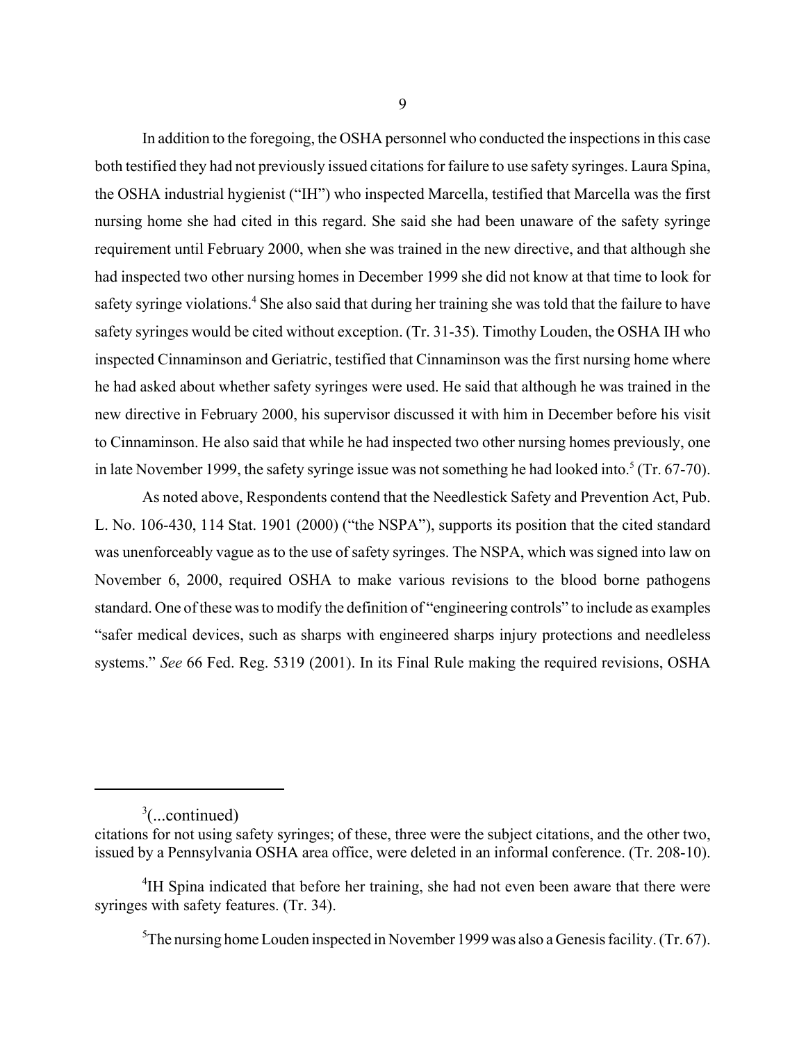In addition to the foregoing, the OSHA personnel who conducted the inspections in this case both testified they had not previously issued citations for failure to use safety syringes. Laura Spina, the OSHA industrial hygienist ("IH") who inspected Marcella, testified that Marcella was the first nursing home she had cited in this regard. She said she had been unaware of the safety syringe requirement until February 2000, when she was trained in the new directive, and that although she had inspected two other nursing homes in December 1999 she did not know at that time to look for safety syringe violations.[4] She also said that during her training she was told that the failure to have safety syringes would be cited without exception. (Tr. 31-35). Timothy Louden, the OSHA IH who inspected Cinnaminson and Geriatric, testified that Cinnaminson was the first nursing home where he had asked about whether safety syringes were used. He said that although he was trained in the new directive in February 2000, his supervisor discussed it with him in December before his visit to Cinnaminson. He also said that while he had inspected two other nursing homes previously, one in late November 1999, the safety syringe issue was not something he had looked into.[5] (Tr. 67-70).

As noted above, Respondents contend that the Needlestick Safety and Prevention Act, Pub. L. No. 106-430, 114 Stat. 1901 (2000) ("the NSPA"), supports its position that the cited standard was unenforceably vague as to the use of safety syringes. The NSPA, which was signed into law on November 6, 2000, required OSHA to make various revisions to the blood borne pathogens standard. One of these was to modify the definition of "engineering controls" to include as examples "safer medical devices, such as sharps with engineered sharps injury protections and needleless systems." *See* 66 Fed. Reg. 5319 (2001). In its Final Rule making the required revisions, OSHA

---

[3](...continued)
citations for not using safety syringes; of these, three were the subject citations, and the other two, issued by a Pennsylvania OSHA area office, were deleted in an informal conference. (Tr. 208-10).

[4]IH Spina indicated that before her training, she had not even been aware that there were syringes with safety features. (Tr. 34).

[5]The nursing home Louden inspected in November 1999 was also a Genesis facility. (Tr. 67).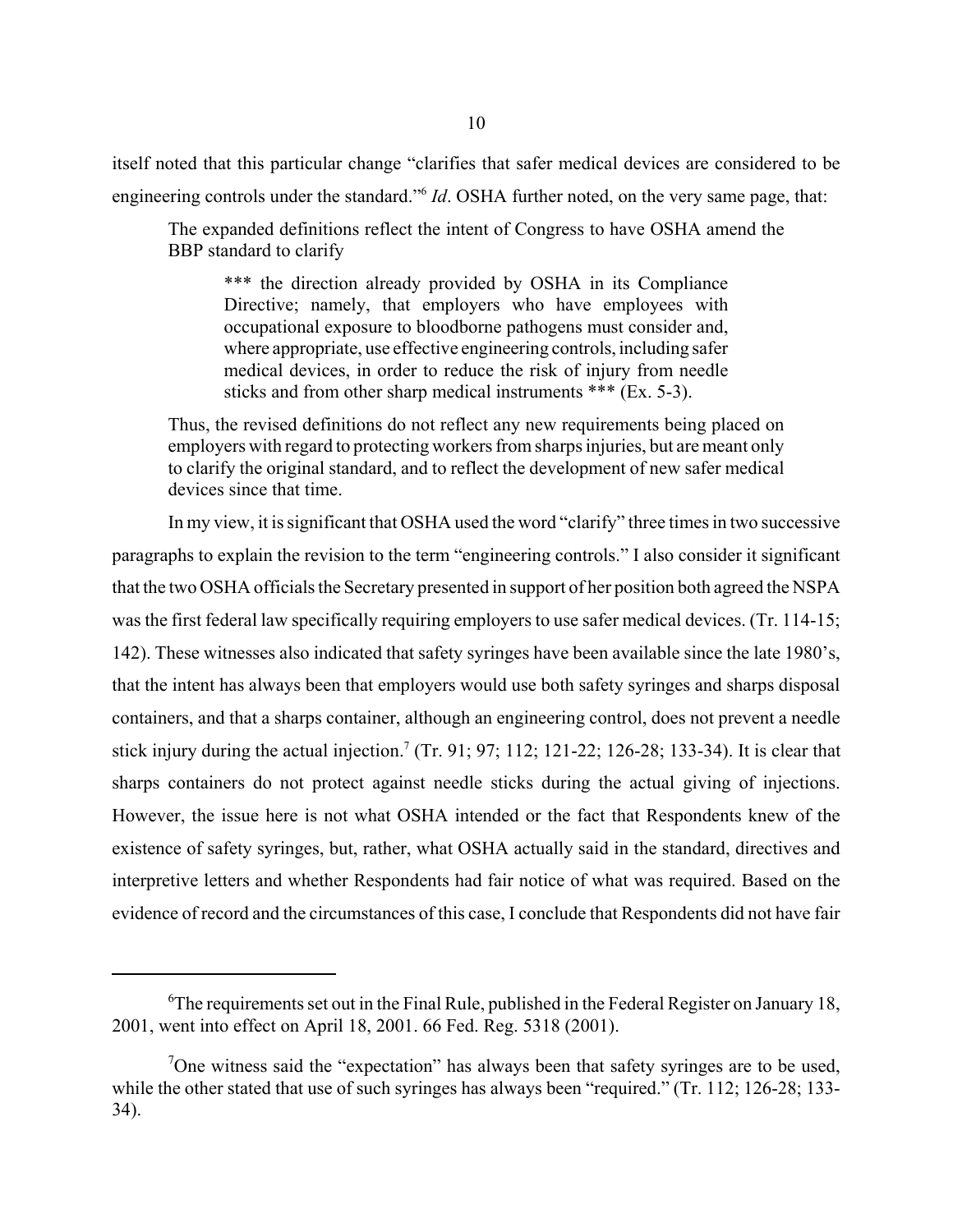itself noted that this particular change "clarifies that safer medical devices are considered to be engineering controls under the standard."[6] *Id*. OSHA further noted, on the very same page, that:

> The expanded definitions reflect the intent of Congress to have OSHA amend the BBP standard to clarify
>
> > *** the direction already provided by OSHA in its Compliance Directive; namely, that employers who have employees with occupational exposure to bloodborne pathogens must consider and, where appropriate, use effective engineering controls, including safer medical devices, in order to reduce the risk of injury from needle sticks and from other sharp medical instruments *** (Ex. 5-3).
>
> Thus, the revised definitions do not reflect any new requirements being placed on employers with regard to protecting workers from sharps injuries, but are meant only to clarify the original standard, and to reflect the development of new safer medical devices since that time.

In my view, it is significant that OSHA used the word "clarify" three times in two successive paragraphs to explain the revision to the term "engineering controls." I also consider it significant that the two OSHA officials the Secretary presented in support of her position both agreed the NSPA was the first federal law specifically requiring employers to use safer medical devices. (Tr. 114-15; 142). These witnesses also indicated that safety syringes have been available since the late 1980's, that the intent has always been that employers would use both safety syringes and sharps disposal containers, and that a sharps container, although an engineering control, does not prevent a needle stick injury during the actual injection.[7] (Tr. 91; 97; 112; 121-22; 126-28; 133-34). It is clear that sharps containers do not protect against needle sticks during the actual giving of injections. However, the issue here is not what OSHA intended or the fact that Respondents knew of the existence of safety syringes, but, rather, what OSHA actually said in the standard, directives and interpretive letters and whether Respondents had fair notice of what was required. Based on the evidence of record and the circumstances of this case, I conclude that Respondents did not have fair

---

[6] The requirements set out in the Final Rule, published in the Federal Register on January 18, 2001, went into effect on April 18, 2001. 66 Fed. Reg. 5318 (2001).

[7] One witness said the "expectation" has always been that safety syringes are to be used, while the other stated that use of such syringes has always been "required." (Tr. 112; 126-28; 133-34).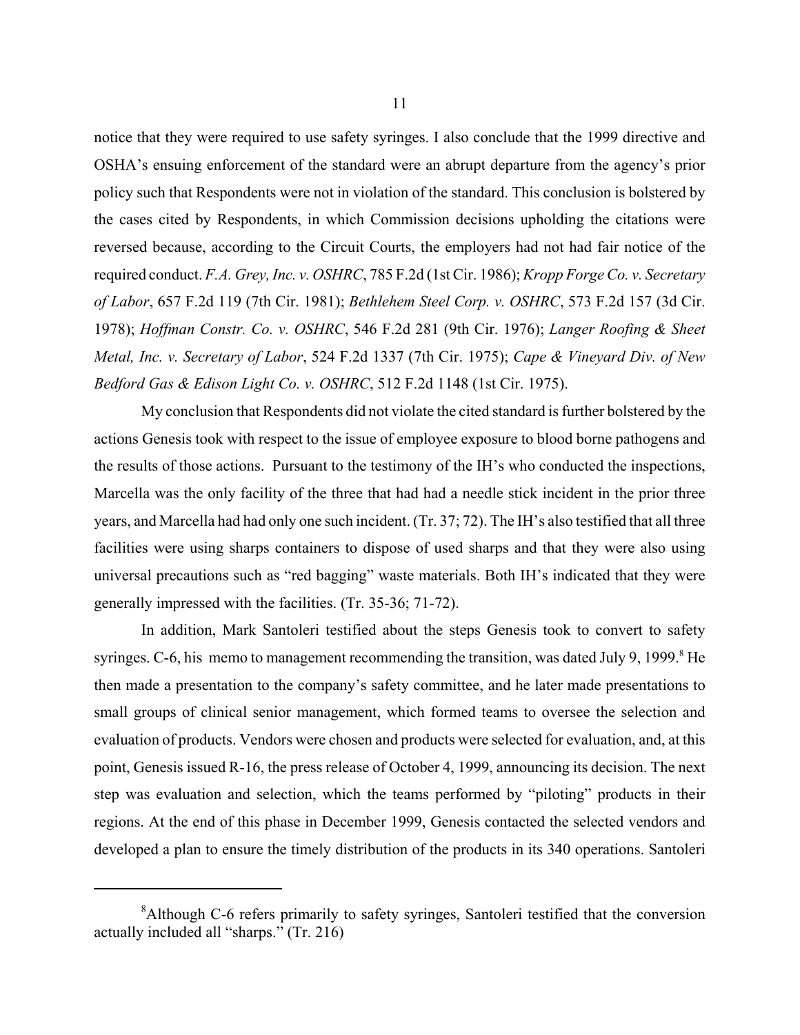notice that they were required to use safety syringes. I also conclude that the 1999 directive and OSHA's ensuing enforcement of the standard were an abrupt departure from the agency's prior policy such that Respondents were not in violation of the standard. This conclusion is bolstered by the cases cited by Respondents, in which Commission decisions upholding the citations were reversed because, according to the Circuit Courts, the employers had not had fair notice of the required conduct. *F.A. Grey, Inc. v. OSHRC*, 785 F.2d (1st Cir. 1986); *Kropp Forge Co. v. Secretary of Labor*, 657 F.2d 119 (7th Cir. 1981); *Bethlehem Steel Corp. v. OSHRC*, 573 F.2d 157 (3d Cir. 1978); *Hoffman Constr. Co. v. OSHRC*, 546 F.2d 281 (9th Cir. 1976); *Langer Roofing & Sheet Metal, Inc. v. Secretary of Labor*, 524 F.2d 1337 (7th Cir. 1975); *Cape & Vineyard Div. of New Bedford Gas & Edison Light Co. v. OSHRC*, 512 F.2d 1148 (1st Cir. 1975).

My conclusion that Respondents did not violate the cited standard is further bolstered by the actions Genesis took with respect to the issue of employee exposure to blood borne pathogens and the results of those actions. Pursuant to the testimony of the IH's who conducted the inspections, Marcella was the only facility of the three that had had a needle stick incident in the prior three years, and Marcella had had only one such incident. (Tr. 37; 72). The IH's also testified that all three facilities were using sharps containers to dispose of used sharps and that they were also using universal precautions such as "red bagging" waste materials. Both IH's indicated that they were generally impressed with the facilities. (Tr. 35-36; 71-72).

In addition, Mark Santoleri testified about the steps Genesis took to convert to safety syringes. C-6, his memo to management recommending the transition, was dated July 9, 1999.[8] He then made a presentation to the company's safety committee, and he later made presentations to small groups of clinical senior management, which formed teams to oversee the selection and evaluation of products. Vendors were chosen and products were selected for evaluation, and, at this point, Genesis issued R-16, the press release of October 4, 1999, announcing its decision. The next step was evaluation and selection, which the teams performed by "piloting" products in their regions. At the end of this phase in December 1999, Genesis contacted the selected vendors and developed a plan to ensure the timely distribution of the products in its 340 operations. Santoleri

---

[8]Although C-6 refers primarily to safety syringes, Santoleri testified that the conversion actually included all "sharps." (Tr. 216)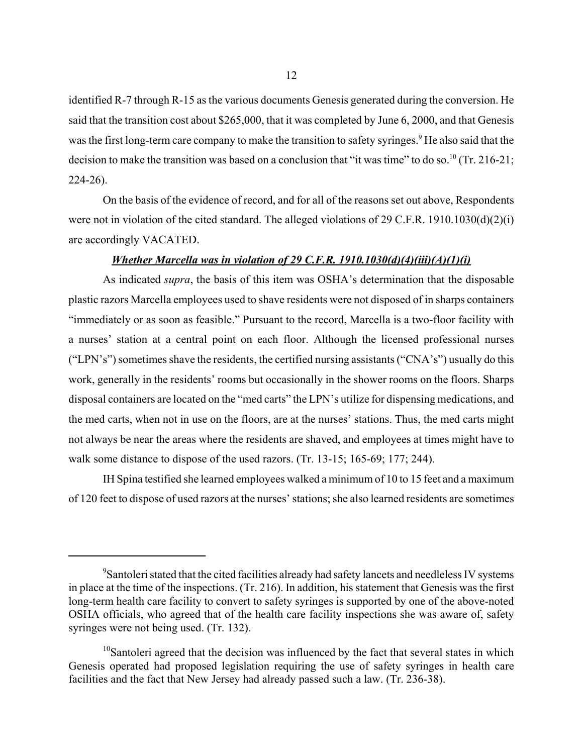identified R-7 through R-15 as the various documents Genesis generated during the conversion. He said that the transition cost about $265,000, that it was completed by June 6, 2000, and that Genesis was the first long-term care company to make the transition to safety syringes.[9] He also said that the decision to make the transition was based on a conclusion that "it was time" to do so.[10] (Tr. 216-21; 224-26).

On the basis of the evidence of record, and for all of the reasons set out above, Respondents were not in violation of the cited standard. The alleged violations of 29 C.F.R. 1910.1030(d)(2)(i) are accordingly VACATED.

***Whether Marcella was in violation of 29 C.F.R. 1910.1030(d)(4)(iii)(A)(1)(i)***

As indicated *supra*, the basis of this item was OSHA's determination that the disposable plastic razors Marcella employees used to shave residents were not disposed of in sharps containers "immediately or as soon as feasible." Pursuant to the record, Marcella is a two-floor facility with a nurses' station at a central point on each floor. Although the licensed professional nurses ("LPN's") sometimes shave the residents, the certified nursing assistants ("CNA's") usually do this work, generally in the residents' rooms but occasionally in the shower rooms on the floors. Sharps disposal containers are located on the "med carts" the LPN's utilize for dispensing medications, and the med carts, when not in use on the floors, are at the nurses' stations. Thus, the med carts might not always be near the areas where the residents are shaved, and employees at times might have to walk some distance to dispose of the used razors. (Tr. 13-15; 165-69; 177; 244).

IH Spina testified she learned employees walked a minimum of 10 to 15 feet and a maximum of 120 feet to dispose of used razors at the nurses' stations; she also learned residents are sometimes

---

[9]Santoleri stated that the cited facilities already had safety lancets and needleless IV systems in place at the time of the inspections. (Tr. 216). In addition, his statement that Genesis was the first long-term health care facility to convert to safety syringes is supported by one of the above-noted OSHA officials, who agreed that of the health care facility inspections she was aware of, safety syringes were not being used. (Tr. 132).

[10]Santoleri agreed that the decision was influenced by the fact that several states in which Genesis operated had proposed legislation requiring the use of safety syringes in health care facilities and the fact that New Jersey had already passed such a law. (Tr. 236-38).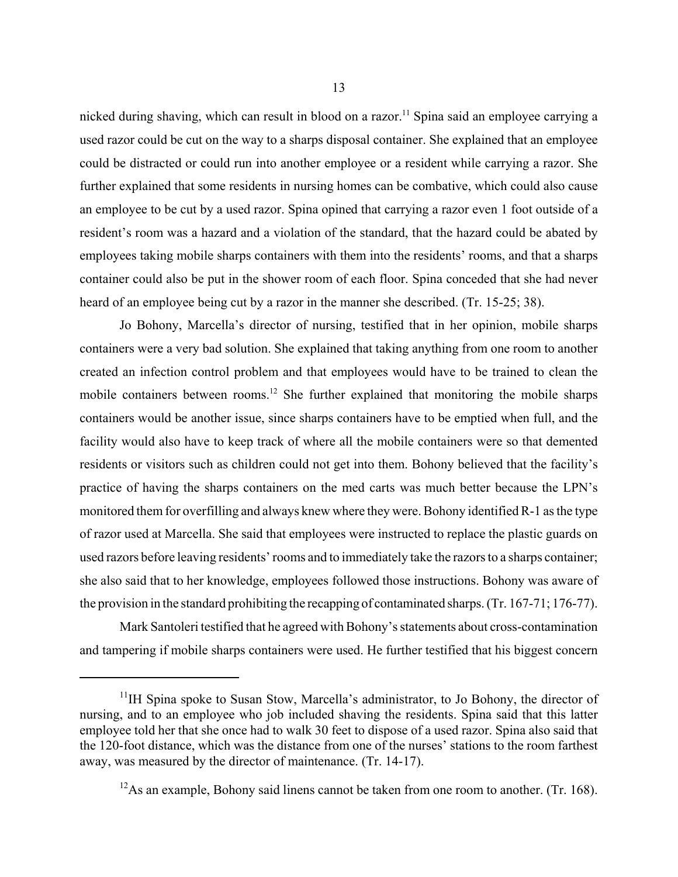nicked during shaving, which can result in blood on a razor.[11] Spina said an employee carrying a used razor could be cut on the way to a sharps disposal container. She explained that an employee could be distracted or could run into another employee or a resident while carrying a razor. She further explained that some residents in nursing homes can be combative, which could also cause an employee to be cut by a used razor. Spina opined that carrying a razor even 1 foot outside of a resident's room was a hazard and a violation of the standard, that the hazard could be abated by employees taking mobile sharps containers with them into the residents' rooms, and that a sharps container could also be put in the shower room of each floor. Spina conceded that she had never heard of an employee being cut by a razor in the manner she described. (Tr. 15-25; 38).

Jo Bohony, Marcella's director of nursing, testified that in her opinion, mobile sharps containers were a very bad solution. She explained that taking anything from one room to another created an infection control problem and that employees would have to be trained to clean the mobile containers between rooms.[12] She further explained that monitoring the mobile sharps containers would be another issue, since sharps containers have to be emptied when full, and the facility would also have to keep track of where all the mobile containers were so that demented residents or visitors such as children could not get into them. Bohony believed that the facility's practice of having the sharps containers on the med carts was much better because the LPN's monitored them for overfilling and always knew where they were. Bohony identified R-1 as the type of razor used at Marcella. She said that employees were instructed to replace the plastic guards on used razors before leaving residents' rooms and to immediately take the razors to a sharps container; she also said that to her knowledge, employees followed those instructions. Bohony was aware of the provision in the standard prohibiting the recapping of contaminated sharps. (Tr. 167-71; 176-77).

Mark Santoleri testified that he agreed with Bohony's statements about cross-contamination and tampering if mobile sharps containers were used. He further testified that his biggest concern

---

[11] IH Spina spoke to Susan Stow, Marcella's administrator, to Jo Bohony, the director of nursing, and to an employee who job included shaving the residents. Spina said that this latter employee told her that she once had to walk 30 feet to dispose of a used razor. Spina also said that the 120-foot distance, which was the distance from one of the nurses' stations to the room farthest away, was measured by the director of maintenance. (Tr. 14-17).

[12] As an example, Bohony said linens cannot be taken from one room to another. (Tr. 168).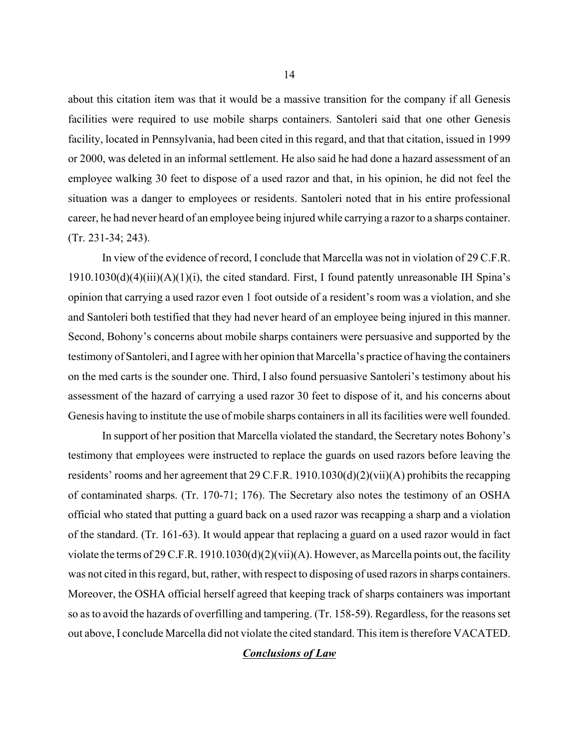about this citation item was that it would be a massive transition for the company if all Genesis facilities were required to use mobile sharps containers. Santoleri said that one other Genesis facility, located in Pennsylvania, had been cited in this regard, and that that citation, issued in 1999 or 2000, was deleted in an informal settlement. He also said he had done a hazard assessment of an employee walking 30 feet to dispose of a used razor and that, in his opinion, he did not feel the situation was a danger to employees or residents. Santoleri noted that in his entire professional career, he had never heard of an employee being injured while carrying a razor to a sharps container. (Tr. 231-34; 243).

In view of the evidence of record, I conclude that Marcella was not in violation of 29 C.F.R. 1910.1030(d)(4)(iii)(A)(1)(i), the cited standard. First, I found patently unreasonable IH Spina's opinion that carrying a used razor even 1 foot outside of a resident's room was a violation, and she and Santoleri both testified that they had never heard of an employee being injured in this manner. Second, Bohony's concerns about mobile sharps containers were persuasive and supported by the testimony of Santoleri, and I agree with her opinion that Marcella's practice of having the containers on the med carts is the sounder one. Third, I also found persuasive Santoleri's testimony about his assessment of the hazard of carrying a used razor 30 feet to dispose of it, and his concerns about Genesis having to institute the use of mobile sharps containers in all its facilities were well founded.

In support of her position that Marcella violated the standard, the Secretary notes Bohony's testimony that employees were instructed to replace the guards on used razors before leaving the residents' rooms and her agreement that 29 C.F.R. 1910.1030(d)(2)(vii)(A) prohibits the recapping of contaminated sharps. (Tr. 170-71; 176). The Secretary also notes the testimony of an OSHA official who stated that putting a guard back on a used razor was recapping a sharp and a violation of the standard. (Tr. 161-63). It would appear that replacing a guard on a used razor would in fact violate the terms of 29 C.F.R. 1910.1030(d)(2)(vii)(A). However, as Marcella points out, the facility was not cited in this regard, but, rather, with respect to disposing of used razors in sharps containers. Moreover, the OSHA official herself agreed that keeping track of sharps containers was important so as to avoid the hazards of overfilling and tampering. (Tr. 158-59). Regardless, for the reasons set out above, I conclude Marcella did not violate the cited standard. This item is therefore VACATED.

## ***Conclusions of Law***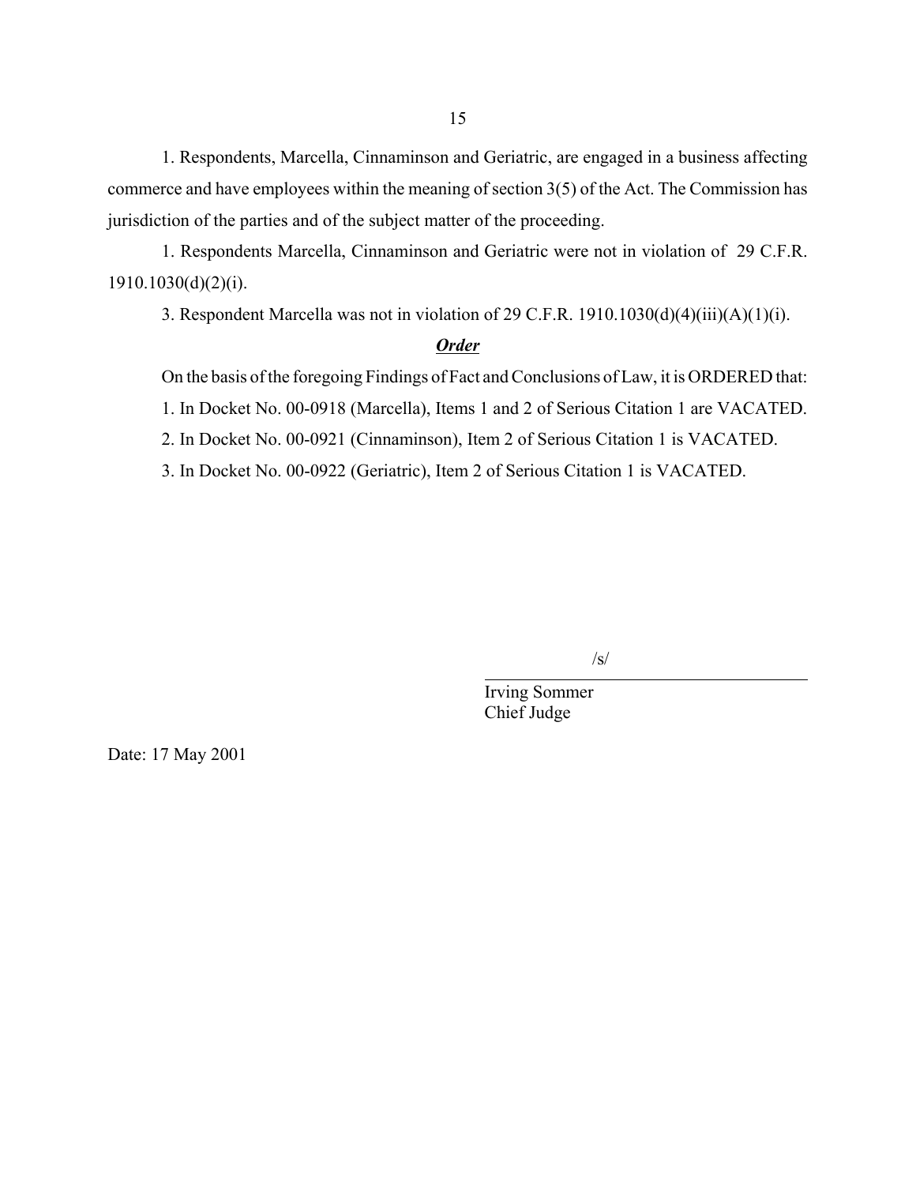1. Respondents, Marcella, Cinnaminson and Geriatric, are engaged in a business affecting commerce and have employees within the meaning of section 3(5) of the Act. The Commission has jurisdiction of the parties and of the subject matter of the proceeding.

1. Respondents Marcella, Cinnaminson and Geriatric were not in violation of 29 C.F.R. 1910.1030(d)(2)(i).

3. Respondent Marcella was not in violation of 29 C.F.R. 1910.1030(d)(4)(iii)(A)(1)(i).

***Order***

On the basis of the foregoing Findings of Fact and Conclusions of Law, it is ORDERED that:

1. In Docket No. 00-0918 (Marcella), Items 1 and 2 of Serious Citation 1 are VACATED.

2. In Docket No. 00-0921 (Cinnaminson), Item 2 of Serious Citation 1 is VACATED.

3. In Docket No. 00-0922 (Geriatric), Item 2 of Serious Citation 1 is VACATED.

/s/

Irving Sommer
Chief Judge

Date: 17 May 2001